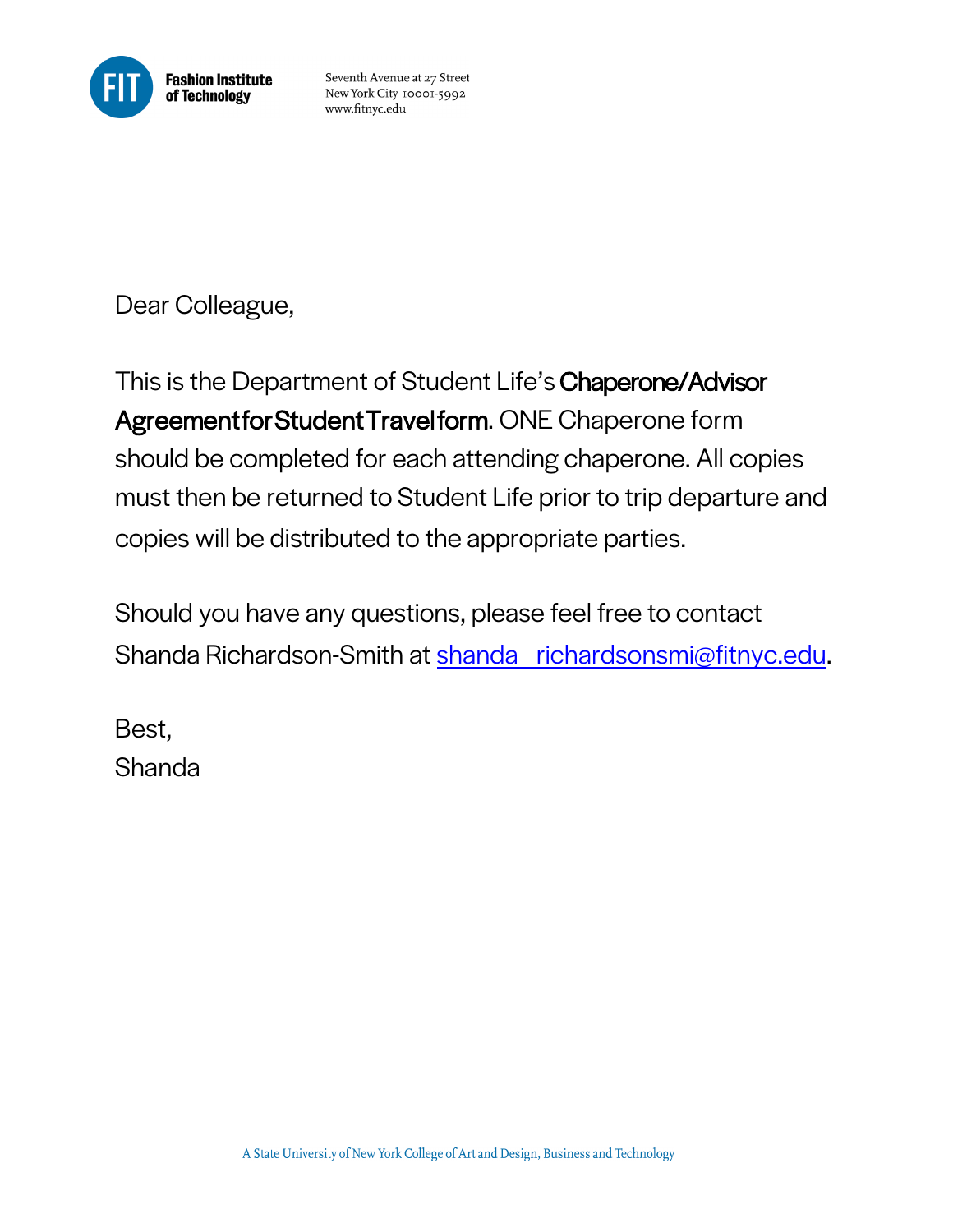**Fashion Institute of Technology**

Seventh Avenue at 27 Street
New York City 10001-5992
www.fitnyc.edu

Dear Colleague,

This is the Department of Student Life's **Chaperone/Advisor Agreement for Student Travel form**. ONE Chaperone form should be completed for each attending chaperone. All copies must then be returned to Student Life prior to trip departure and copies will be distributed to the appropriate parties.

Should you have any questions, please feel free to contact Shanda Richardson-Smith at shanda_richardsonsmi@fitnyc.edu.

Best,
Shanda

A State University of New York College of Art and Design, Business and Technology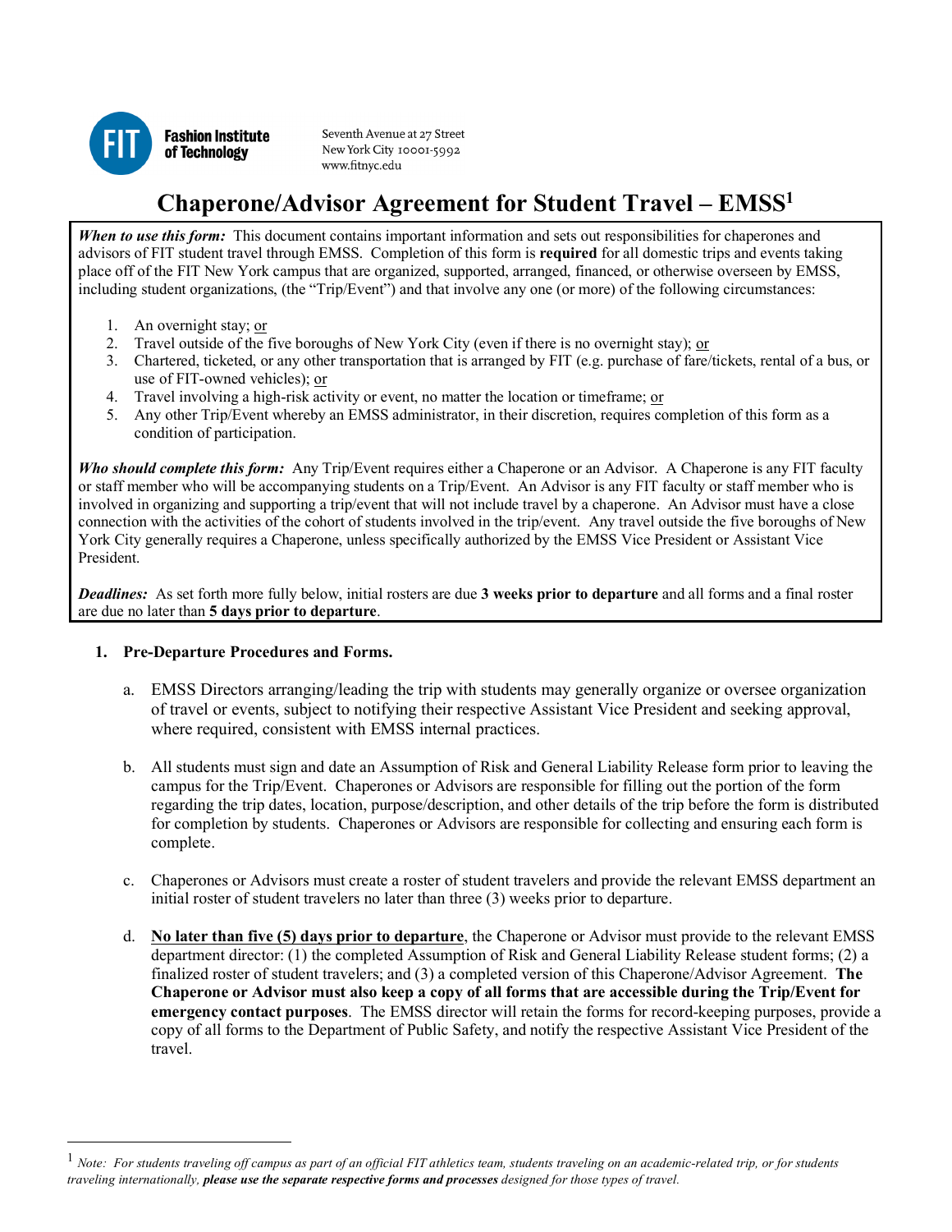Fashion Institute of Technology

Seventh Avenue at 27 Street
New York City 10001-5992
www.fitnyc.edu

# Chaperone/Advisor Agreement for Student Travel – EMSS[1]

***When to use this form:*** This document contains important information and sets out responsibilities for chaperones and advisors of FIT student travel through EMSS. Completion of this form is **required** for all domestic trips and events taking place off of the FIT New York campus that are organized, supported, arranged, financed, or otherwise overseen by EMSS, including student organizations, (the "Trip/Event") and that involve any one (or more) of the following circumstances:

1. An overnight stay; <u>or</u>
2. Travel outside of the five boroughs of New York City (even if there is no overnight stay); <u>or</u>
3. Chartered, ticketed, or any other transportation that is arranged by FIT (e.g. purchase of fare/tickets, rental of a bus, or use of FIT-owned vehicles); <u>or</u>
4. Travel involving a high-risk activity or event, no matter the location or timeframe; <u>or</u>
5. Any other Trip/Event whereby an EMSS administrator, in their discretion, requires completion of this form as a condition of participation.

***Who should complete this form:*** Any Trip/Event requires either a Chaperone or an Advisor. A Chaperone is any FIT faculty or staff member who will be accompanying students on a Trip/Event. An Advisor is any FIT faculty or staff member who is involved in organizing and supporting a trip/event that will not include travel by a chaperone. An Advisor must have a close connection with the activities of the cohort of students involved in the trip/event. Any travel outside the five boroughs of New York City generally requires a Chaperone, unless specifically authorized by the EMSS Vice President or Assistant Vice President.

***Deadlines:*** As set forth more fully below, initial rosters are due **3 weeks prior to departure** and all forms and a final roster are due no later than **5 days prior to departure**.

**1. Pre-Departure Procedures and Forms.**

a. EMSS Directors arranging/leading the trip with students may generally organize or oversee organization of travel or events, subject to notifying their respective Assistant Vice President and seeking approval, where required, consistent with EMSS internal practices.

b. All students must sign and date an Assumption of Risk and General Liability Release form prior to leaving the campus for the Trip/Event. Chaperones or Advisors are responsible for filling out the portion of the form regarding the trip dates, location, purpose/description, and other details of the trip before the form is distributed for completion by students. Chaperones or Advisors are responsible for collecting and ensuring each form is complete.

c. Chaperones or Advisors must create a roster of student travelers and provide the relevant EMSS department an initial roster of student travelers no later than three (3) weeks prior to departure.

d. <u>**No later than five (5) days prior to departure**</u>, the Chaperone or Advisor must provide to the relevant EMSS department director: (1) the completed Assumption of Risk and General Liability Release student forms; (2) a finalized roster of student travelers; and (3) a completed version of this Chaperone/Advisor Agreement. **The Chaperone or Advisor must also keep a copy of all forms that are accessible during the Trip/Event for emergency contact purposes**. The EMSS director will retain the forms for record-keeping purposes, provide a copy of all forms to the Department of Public Safety, and notify the respective Assistant Vice President of the travel.

---

[1] *Note: For students traveling off campus as part of an official FIT athletics team, students traveling on an academic-related trip, or for students traveling internationally,* ***please use the separate respective forms and processes*** *designed for those types of travel.*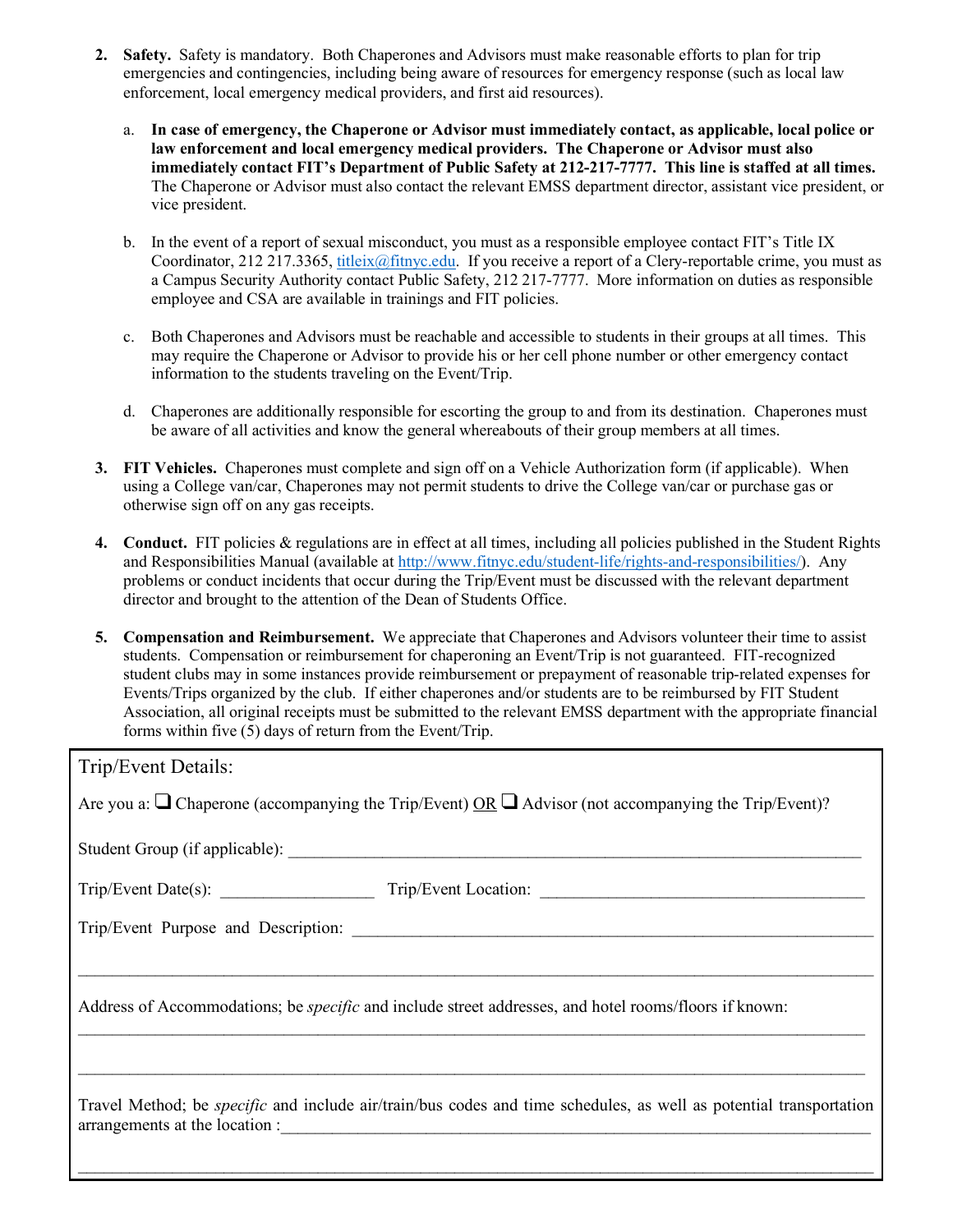2. **Safety.** Safety is mandatory. Both Chaperones and Advisors must make reasonable efforts to plan for trip emergencies and contingencies, including being aware of resources for emergency response (such as local law enforcement, local emergency medical providers, and first aid resources).

   a. **In case of emergency, the Chaperone or Advisor must immediately contact, as applicable, local police or law enforcement and local emergency medical providers. The Chaperone or Advisor must also immediately contact FIT's Department of Public Safety at 212-217-7777. This line is staffed at all times.** The Chaperone or Advisor must also contact the relevant EMSS department director, assistant vice president, or vice president.

   b. In the event of a report of sexual misconduct, you must as a responsible employee contact FIT's Title IX Coordinator, 212 217.3365, [titleix@fitnyc.edu](mailto:titleix@fitnyc.edu). If you receive a report of a Clery-reportable crime, you must as a Campus Security Authority contact Public Safety, 212 217-7777. More information on duties as responsible employee and CSA are available in trainings and FIT policies.

   c. Both Chaperones and Advisors must be reachable and accessible to students in their groups at all times. This may require the Chaperone or Advisor to provide his or her cell phone number or other emergency contact information to the students traveling on the Event/Trip.

   d. Chaperones are additionally responsible for escorting the group to and from its destination. Chaperones must be aware of all activities and know the general whereabouts of their group members at all times.

3. **FIT Vehicles.** Chaperones must complete and sign off on a Vehicle Authorization form (if applicable). When using a College van/car, Chaperones may not permit students to drive the College van/car or purchase gas or otherwise sign off on any gas receipts.

4. **Conduct.** FIT policies & regulations are in effect at all times, including all policies published in the Student Rights and Responsibilities Manual (available at [http://www.fitnyc.edu/student-life/rights-and-responsibilities/](http://www.fitnyc.edu/student-life/rights-and-responsibilities/)). Any problems or conduct incidents that occur during the Trip/Event must be discussed with the relevant department director and brought to the attention of the Dean of Students Office.

5. **Compensation and Reimbursement.** We appreciate that Chaperones and Advisors volunteer their time to assist students. Compensation or reimbursement for chaperoning an Event/Trip is not guaranteed. FIT-recognized student clubs may in some instances provide reimbursement or prepayment of reasonable trip-related expenses for Events/Trips organized by the club. If either chaperones and/or students are to be reimbursed by FIT Student Association, all original receipts must be submitted to the relevant EMSS department with the appropriate financial forms within five (5) days of return from the Event/Trip.

---

Trip/Event Details:

Are you a: ❑ Chaperone (accompanying the Trip/Event) OR ❑ Advisor (not accompanying the Trip/Event)?

Student Group (if applicable): ______________________________________________________________________

Trip/Event Date(s): ___________________ Trip/Event Location: ________________________________________

Trip/Event Purpose and Description: ______________________________________________________________

_____________________________________________________________________________________________

Address of Accommodations; be *specific* and include street addresses, and hotel rooms/floors if known:

_____________________________________________________________________________________________

_____________________________________________________________________________________________

Travel Method; be *specific* and include air/train/bus codes and time schedules, as well as potential transportation arrangements at the location :___________________________________________________________________

_____________________________________________________________________________________________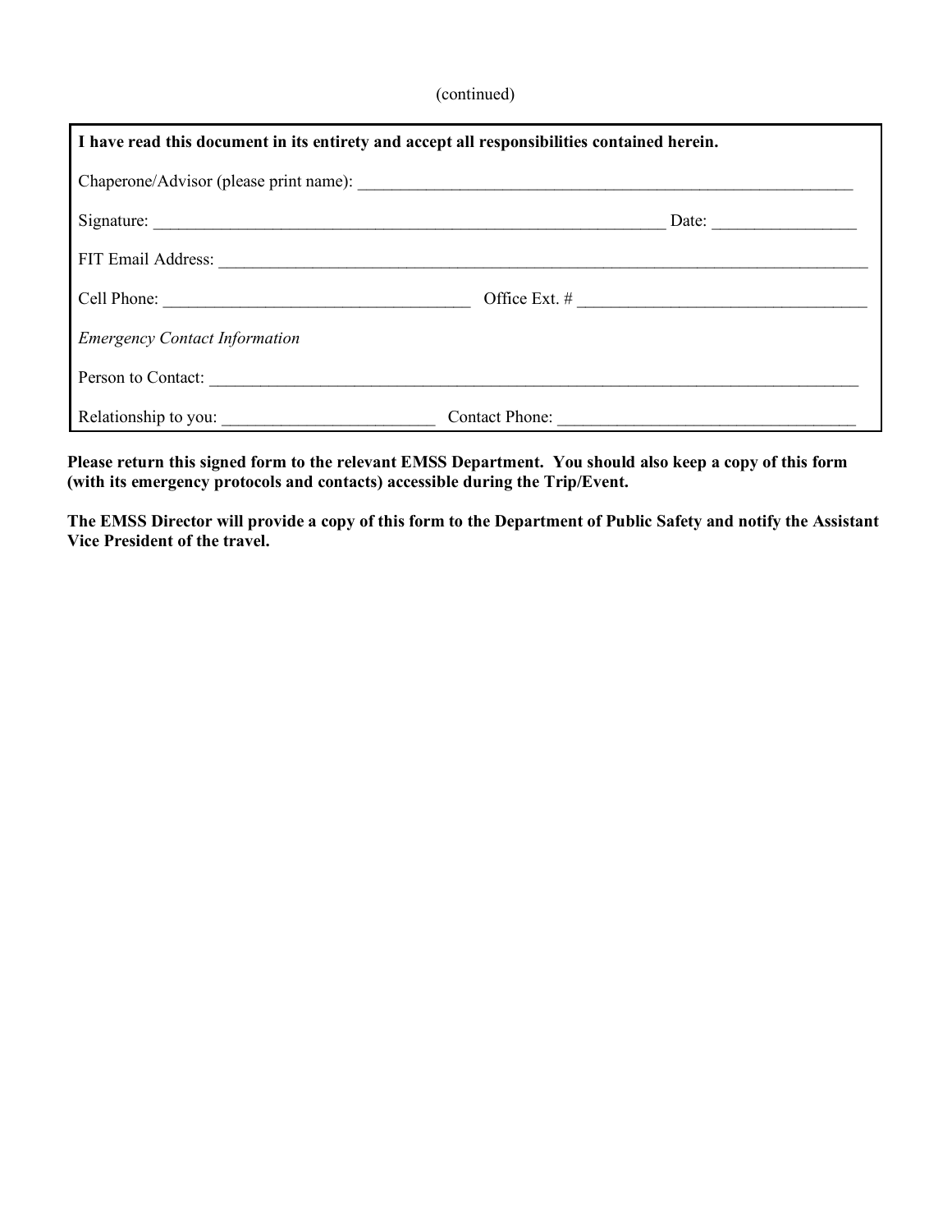(continued)

**I have read this document in its entirety and accept all responsibilities contained herein.**

Chaperone/Advisor (please print name): ____________________________________________________________

Signature: _______________________________________________________________ Date: _________________

FIT Email Address: _________________________________________________________________________________

Cell Phone: ____________________________________ Office Ext. # __________________________________

*Emergency Contact Information*

Person to Contact: _________________________________________________________________________________

Relationship to you: _________________________ Contact Phone: ___________________________________

**Please return this signed form to the relevant EMSS Department. You should also keep a copy of this form (with its emergency protocols and contacts) accessible during the Trip/Event.**

**The EMSS Director will provide a copy of this form to the Department of Public Safety and notify the Assistant Vice President of the travel.**